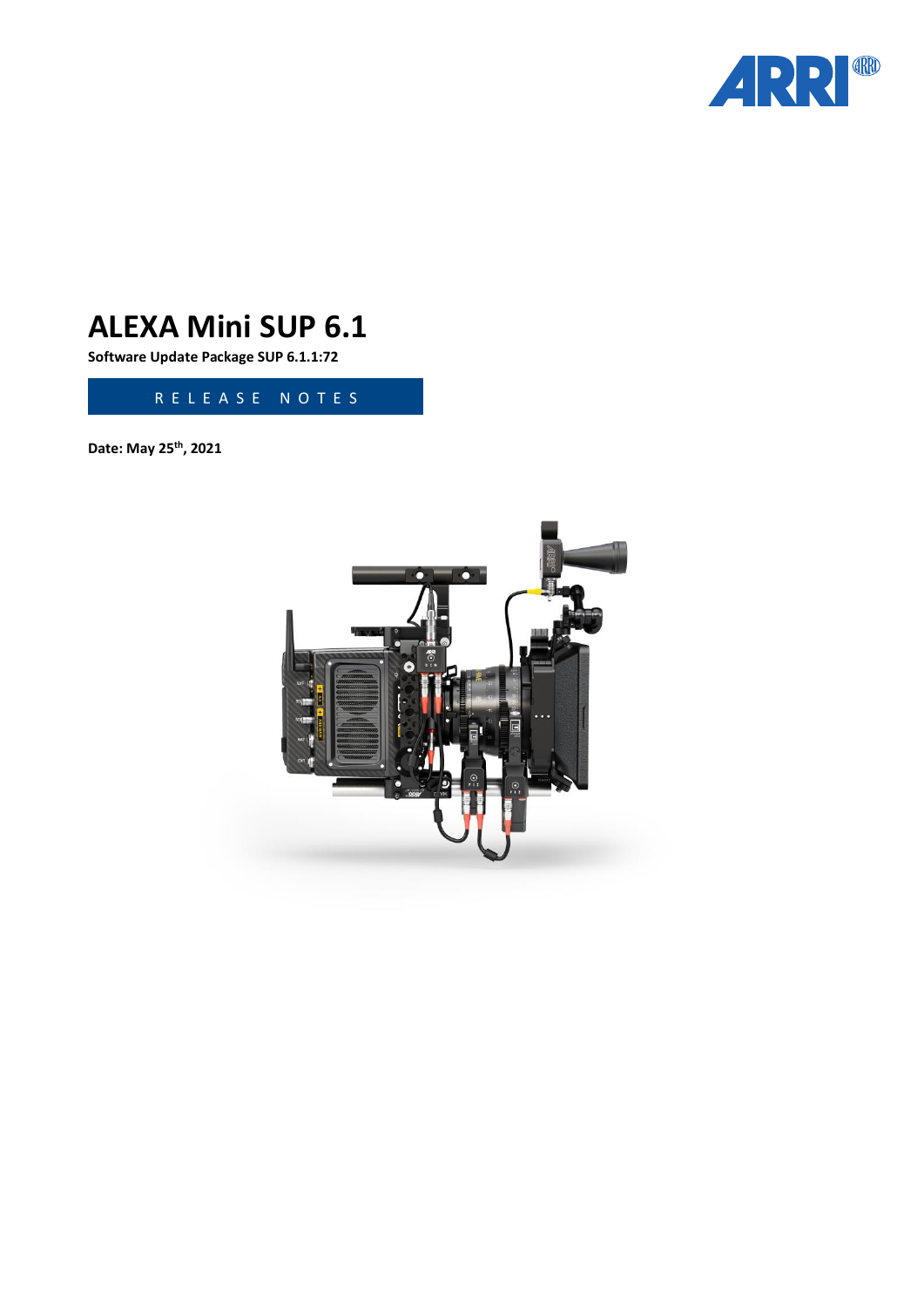# ALEXA Mini SUP 6.1

**Software Update Package SUP 6.1.1:72**

RELEASE NOTES

**Date: May 25th, 2021**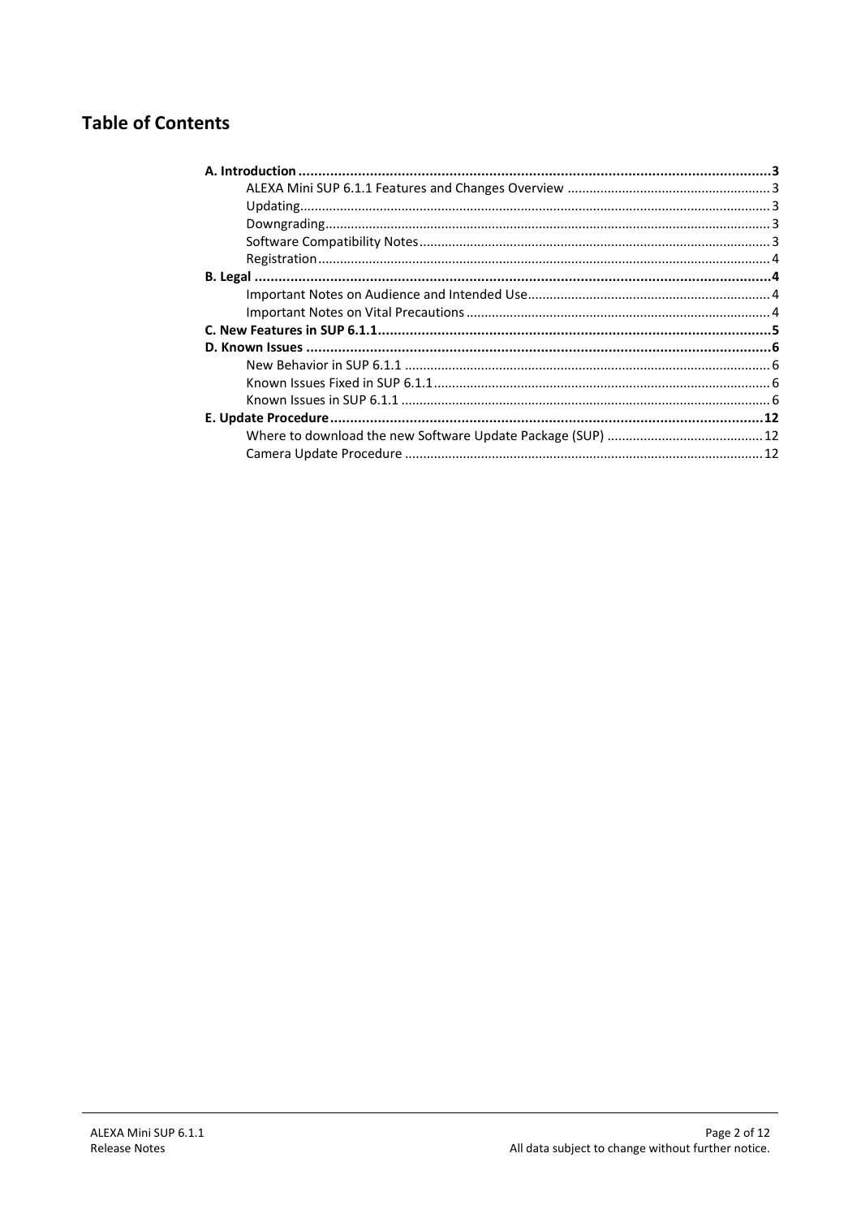## Table of Contents

**A. Introduction** ... **3**
- ALEXA Mini SUP 6.1.1 Features and Changes Overview ... 3
- Updating ... 3
- Downgrading ... 3
- Software Compatibility Notes ... 3
- Registration ... 4

**B. Legal** ... **4**
- Important Notes on Audience and Intended Use ... 4
- Important Notes on Vital Precautions ... 4

**C. New Features in SUP 6.1.1** ... **5**

**D. Known Issues** ... **6**
- New Behavior in SUP 6.1.1 ... 6
- Known Issues Fixed in SUP 6.1.1 ... 6
- Known Issues in SUP 6.1.1 ... 6

**E. Update Procedure** ... **12**
- Where to download the new Software Update Package (SUP) ... 12
- Camera Update Procedure ... 12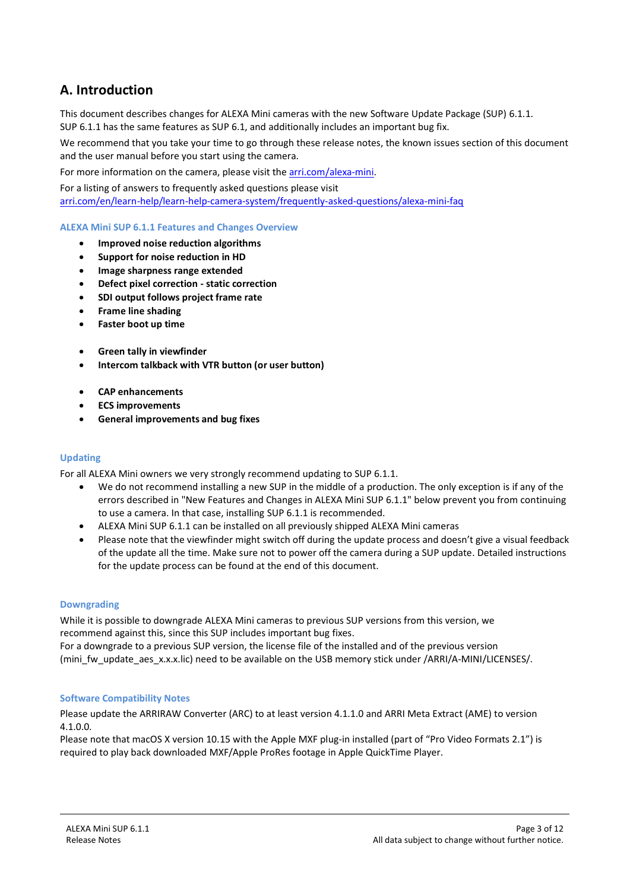# A. Introduction

This document describes changes for ALEXA Mini cameras with the new Software Update Package (SUP) 6.1.1. SUP 6.1.1 has the same features as SUP 6.1, and additionally includes an important bug fix.

We recommend that you take your time to go through these release notes, the known issues section of this document and the user manual before you start using the camera.

For more information on the camera, please visit the [arri.com/alexa-mini](arri.com/alexa-mini).

For a listing of answers to frequently asked questions please visit [arri.com/en/learn-help/learn-help-camera-system/frequently-asked-questions/alexa-mini-faq](arri.com/en/learn-help/learn-help-camera-system/frequently-asked-questions/alexa-mini-faq)

### ALEXA Mini SUP 6.1.1 Features and Changes Overview

- **Improved noise reduction algorithms**
- **Support for noise reduction in HD**
- **Image sharpness range extended**
- **Defect pixel correction - static correction**
- **SDI output follows project frame rate**
- **Frame line shading**
- **Faster boot up time**

- **Green tally in viewfinder**
- **Intercom talkback with VTR button (or user button)**

- **CAP enhancements**
- **ECS improvements**
- **General improvements and bug fixes**

### Updating

For all ALEXA Mini owners we very strongly recommend updating to SUP 6.1.1.

- We do not recommend installing a new SUP in the middle of a production. The only exception is if any of the errors described in "New Features and Changes in ALEXA Mini SUP 6.1.1" below prevent you from continuing to use a camera. In that case, installing SUP 6.1.1 is recommended.
- ALEXA Mini SUP 6.1.1 can be installed on all previously shipped ALEXA Mini cameras
- Please note that the viewfinder might switch off during the update process and doesn't give a visual feedback of the update all the time. Make sure not to power off the camera during a SUP update. Detailed instructions for the update process can be found at the end of this document.

### Downgrading

While it is possible to downgrade ALEXA Mini cameras to previous SUP versions from this version, we recommend against this, since this SUP includes important bug fixes.
For a downgrade to a previous SUP version, the license file of the installed and of the previous version (mini_fw_update_aes_x.x.x.lic) need to be available on the USB memory stick under /ARRI/A-MINI/LICENSES/.

### Software Compatibility Notes

Please update the ARRIRAW Converter (ARC) to at least version 4.1.1.0 and ARRI Meta Extract (AME) to version 4.1.0.0.
Please note that macOS X version 10.15 with the Apple MXF plug-in installed (part of "Pro Video Formats 2.1") is required to play back downloaded MXF/Apple ProRes footage in Apple QuickTime Player.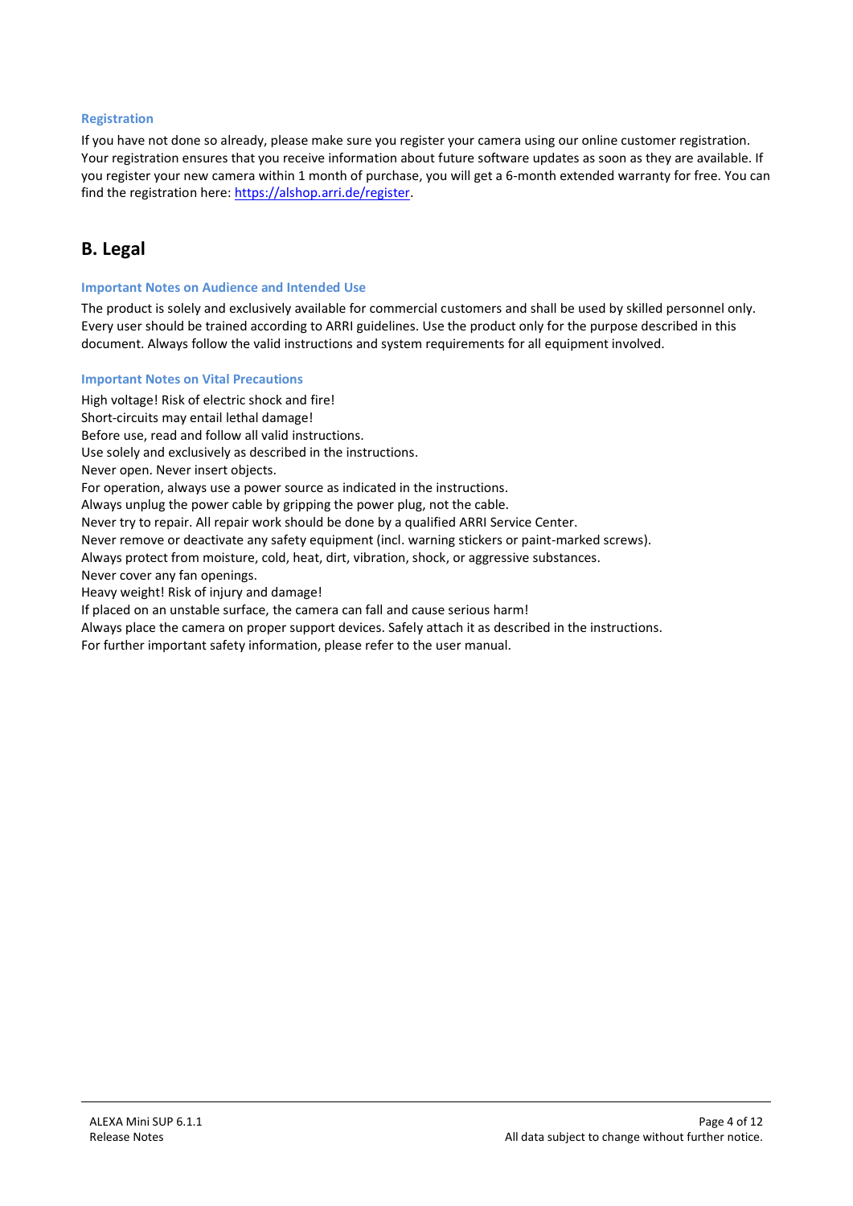### Registration

If you have not done so already, please make sure you register your camera using our online customer registration. Your registration ensures that you receive information about future software updates as soon as they are available. If you register your new camera within 1 month of purchase, you will get a 6-month extended warranty for free. You can find the registration here: [https://alshop.arri.de/register](https://alshop.arri.de/register).

## B. Legal

### Important Notes on Audience and Intended Use

The product is solely and exclusively available for commercial customers and shall be used by skilled personnel only. Every user should be trained according to ARRI guidelines. Use the product only for the purpose described in this document. Always follow the valid instructions and system requirements for all equipment involved.

### Important Notes on Vital Precautions

High voltage! Risk of electric shock and fire!
Short-circuits may entail lethal damage!
Before use, read and follow all valid instructions.
Use solely and exclusively as described in the instructions.
Never open. Never insert objects.
For operation, always use a power source as indicated in the instructions.
Always unplug the power cable by gripping the power plug, not the cable.
Never try to repair. All repair work should be done by a qualified ARRI Service Center.
Never remove or deactivate any safety equipment (incl. warning stickers or paint-marked screws).
Always protect from moisture, cold, heat, dirt, vibration, shock, or aggressive substances.
Never cover any fan openings.
Heavy weight! Risk of injury and damage!
If placed on an unstable surface, the camera can fall and cause serious harm!
Always place the camera on proper support devices. Safely attach it as described in the instructions.
For further important safety information, please refer to the user manual.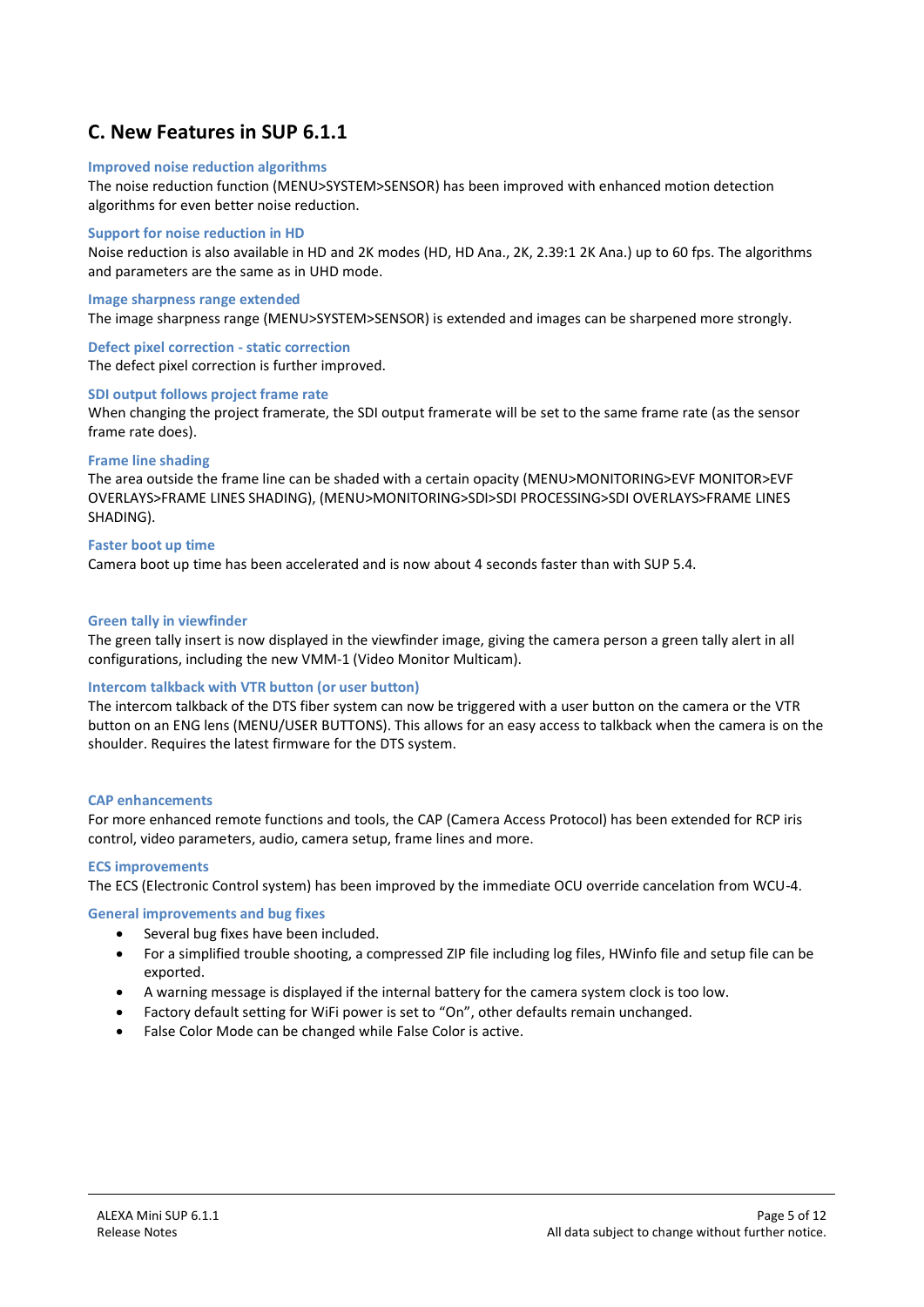## C. New Features in SUP 6.1.1

### Improved noise reduction algorithms

The noise reduction function (MENU>SYSTEM>SENSOR) has been improved with enhanced motion detection algorithms for even better noise reduction.

### Support for noise reduction in HD

Noise reduction is also available in HD and 2K modes (HD, HD Ana., 2K, 2.39:1 2K Ana.) up to 60 fps. The algorithms and parameters are the same as in UHD mode.

### Image sharpness range extended

The image sharpness range (MENU>SYSTEM>SENSOR) is extended and images can be sharpened more strongly.

### Defect pixel correction - static correction

The defect pixel correction is further improved.

### SDI output follows project frame rate

When changing the project framerate, the SDI output framerate will be set to the same frame rate (as the sensor frame rate does).

### Frame line shading

The area outside the frame line can be shaded with a certain opacity (MENU>MONITORING>EVF MONITOR>EVF OVERLAYS>FRAME LINES SHADING), (MENU>MONITORING>SDI>SDI PROCESSING>SDI OVERLAYS>FRAME LINES SHADING).

### Faster boot up time

Camera boot up time has been accelerated and is now about 4 seconds faster than with SUP 5.4.

### Green tally in viewfinder

The green tally insert is now displayed in the viewfinder image, giving the camera person a green tally alert in all configurations, including the new VMM-1 (Video Monitor Multicam).

### Intercom talkback with VTR button (or user button)

The intercom talkback of the DTS fiber system can now be triggered with a user button on the camera or the VTR button on an ENG lens (MENU/USER BUTTONS). This allows for an easy access to talkback when the camera is on the shoulder. Requires the latest firmware for the DTS system.

### CAP enhancements

For more enhanced remote functions and tools, the CAP (Camera Access Protocol) has been extended for RCP iris control, video parameters, audio, camera setup, frame lines and more.

### ECS improvements

The ECS (Electronic Control system) has been improved by the immediate OCU override cancelation from WCU-4.

### General improvements and bug fixes

- Several bug fixes have been included.
- For a simplified trouble shooting, a compressed ZIP file including log files, HWinfo file and setup file can be exported.
- A warning message is displayed if the internal battery for the camera system clock is too low.
- Factory default setting for WiFi power is set to “On”, other defaults remain unchanged.
- False Color Mode can be changed while False Color is active.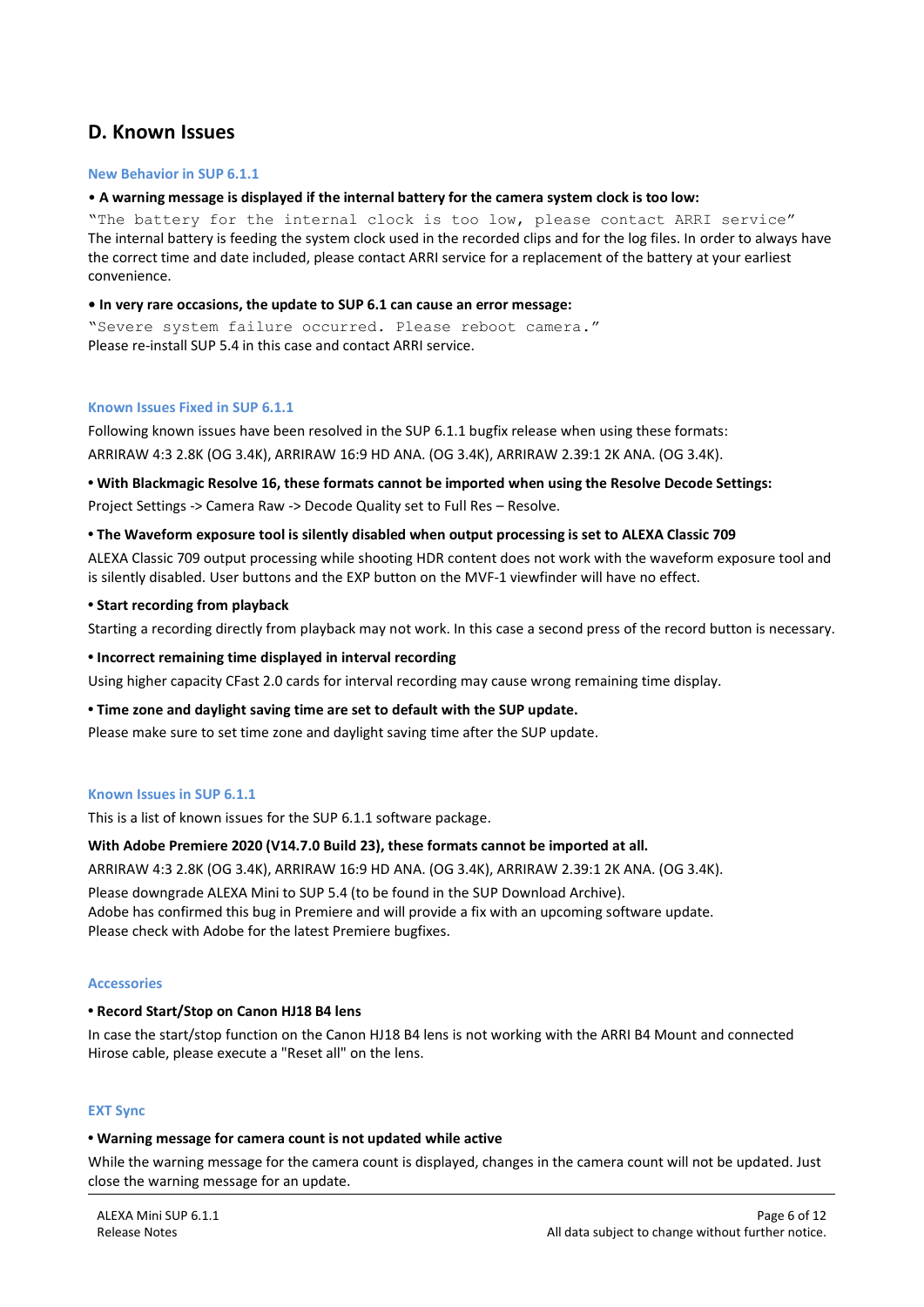## D. Known Issues

### New Behavior in SUP 6.1.1

**• A warning message is displayed if the internal battery for the camera system clock is too low:**

`"The battery for the internal clock is too low, please contact ARRI service"`

The internal battery is feeding the system clock used in the recorded clips and for the log files. In order to always have the correct time and date included, please contact ARRI service for a replacement of the battery at your earliest convenience.

**• In very rare occasions, the update to SUP 6.1 can cause an error message:**

`"Severe system failure occurred. Please reboot camera."`

Please re-install SUP 5.4 in this case and contact ARRI service.

### Known Issues Fixed in SUP 6.1.1

Following known issues have been resolved in the SUP 6.1.1 bugfix release when using these formats: ARRIRAW 4:3 2.8K (OG 3.4K), ARRIRAW 16:9 HD ANA. (OG 3.4K), ARRIRAW 2.39:1 2K ANA. (OG 3.4K).

**• With Blackmagic Resolve 16, these formats cannot be imported when using the Resolve Decode Settings:**

Project Settings -> Camera Raw -> Decode Quality set to Full Res – Resolve.

**• The Waveform exposure tool is silently disabled when output processing is set to ALEXA Classic 709**

ALEXA Classic 709 output processing while shooting HDR content does not work with the waveform exposure tool and is silently disabled. User buttons and the EXP button on the MVF-1 viewfinder will have no effect.

**• Start recording from playback**

Starting a recording directly from playback may not work. In this case a second press of the record button is necessary.

**• Incorrect remaining time displayed in interval recording**

Using higher capacity CFast 2.0 cards for interval recording may cause wrong remaining time display.

**• Time zone and daylight saving time are set to default with the SUP update.**

Please make sure to set time zone and daylight saving time after the SUP update.

### Known Issues in SUP 6.1.1

This is a list of known issues for the SUP 6.1.1 software package.

**With Adobe Premiere 2020 (V14.7.0 Build 23), these formats cannot be imported at all.**

ARRIRAW 4:3 2.8K (OG 3.4K), ARRIRAW 16:9 HD ANA. (OG 3.4K), ARRIRAW 2.39:1 2K ANA. (OG 3.4K).

Please downgrade ALEXA Mini to SUP 5.4 (to be found in the SUP Download Archive).
Adobe has confirmed this bug in Premiere and will provide a fix with an upcoming software update.
Please check with Adobe for the latest Premiere bugfixes.

### Accessories

**• Record Start/Stop on Canon HJ18 B4 lens**

In case the start/stop function on the Canon HJ18 B4 lens is not working with the ARRI B4 Mount and connected Hirose cable, please execute a "Reset all" on the lens.

### EXT Sync

**• Warning message for camera count is not updated while active**

While the warning message for the camera count is displayed, changes in the camera count will not be updated. Just close the warning message for an update.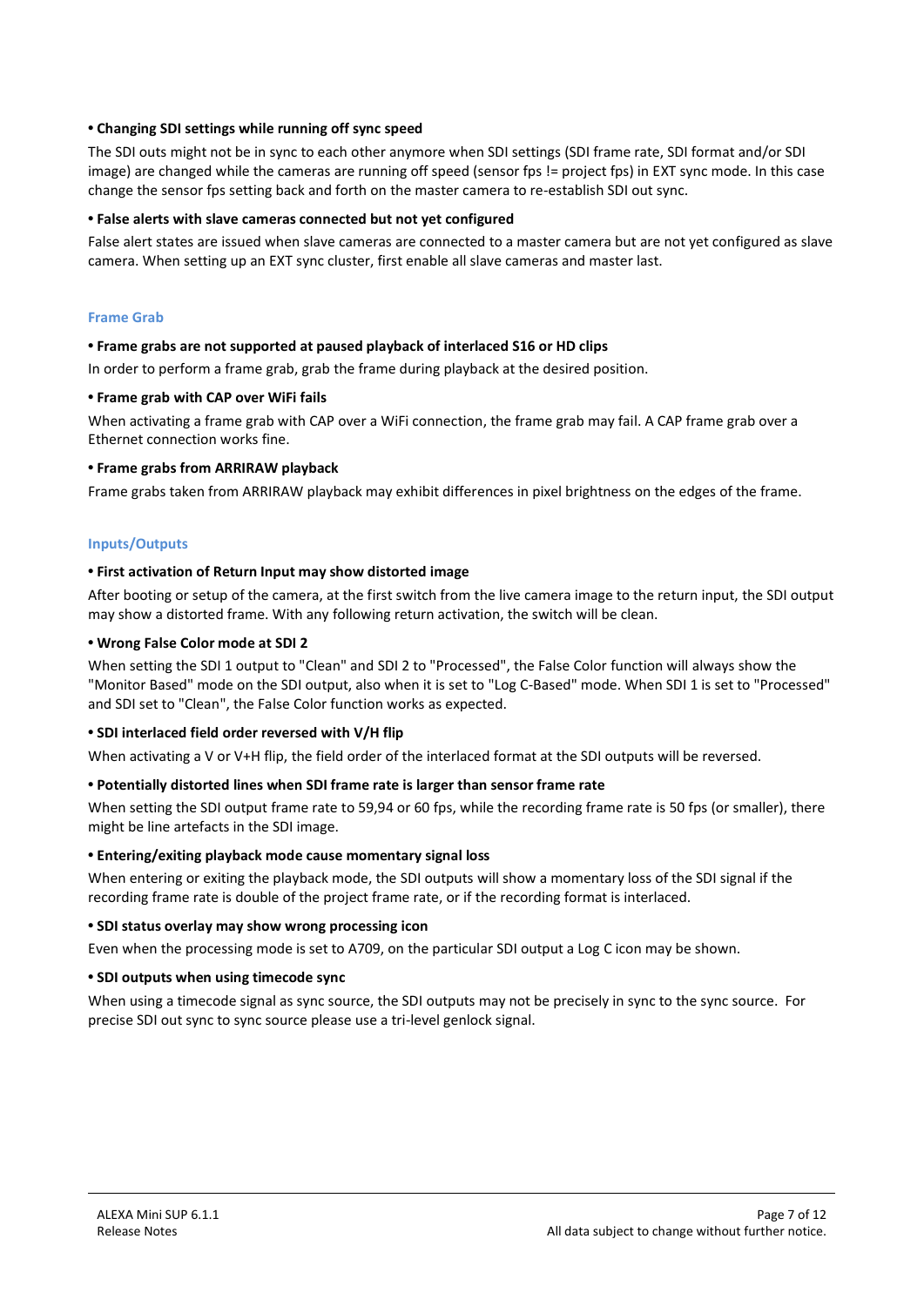**• Changing SDI settings while running off sync speed**

The SDI outs might not be in sync to each other anymore when SDI settings (SDI frame rate, SDI format and/or SDI image) are changed while the cameras are running off speed (sensor fps != project fps) in EXT sync mode. In this case change the sensor fps setting back and forth on the master camera to re-establish SDI out sync.

**• False alerts with slave cameras connected but not yet configured**

False alert states are issued when slave cameras are connected to a master camera but are not yet configured as slave camera. When setting up an EXT sync cluster, first enable all slave cameras and master last.

### Frame Grab

**• Frame grabs are not supported at paused playback of interlaced S16 or HD clips**

In order to perform a frame grab, grab the frame during playback at the desired position.

**• Frame grab with CAP over WiFi fails**

When activating a frame grab with CAP over a WiFi connection, the frame grab may fail. A CAP frame grab over a Ethernet connection works fine.

**• Frame grabs from ARRIRAW playback**

Frame grabs taken from ARRIRAW playback may exhibit differences in pixel brightness on the edges of the frame.

### Inputs/Outputs

**• First activation of Return Input may show distorted image**

After booting or setup of the camera, at the first switch from the live camera image to the return input, the SDI output may show a distorted frame. With any following return activation, the switch will be clean.

**• Wrong False Color mode at SDI 2**

When setting the SDI 1 output to "Clean" and SDI 2 to "Processed", the False Color function will always show the "Monitor Based" mode on the SDI output, also when it is set to "Log C-Based" mode. When SDI 1 is set to "Processed" and SDI set to "Clean", the False Color function works as expected.

**• SDI interlaced field order reversed with V/H flip**

When activating a V or V+H flip, the field order of the interlaced format at the SDI outputs will be reversed.

**• Potentially distorted lines when SDI frame rate is larger than sensor frame rate**

When setting the SDI output frame rate to 59,94 or 60 fps, while the recording frame rate is 50 fps (or smaller), there might be line artefacts in the SDI image.

**• Entering/exiting playback mode cause momentary signal loss**

When entering or exiting the playback mode, the SDI outputs will show a momentary loss of the SDI signal if the recording frame rate is double of the project frame rate, or if the recording format is interlaced.

**• SDI status overlay may show wrong processing icon**

Even when the processing mode is set to A709, on the particular SDI output a Log C icon may be shown.

**• SDI outputs when using timecode sync**

When using a timecode signal as sync source, the SDI outputs may not be precisely in sync to the sync source. For precise SDI out sync to sync source please use a tri-level genlock signal.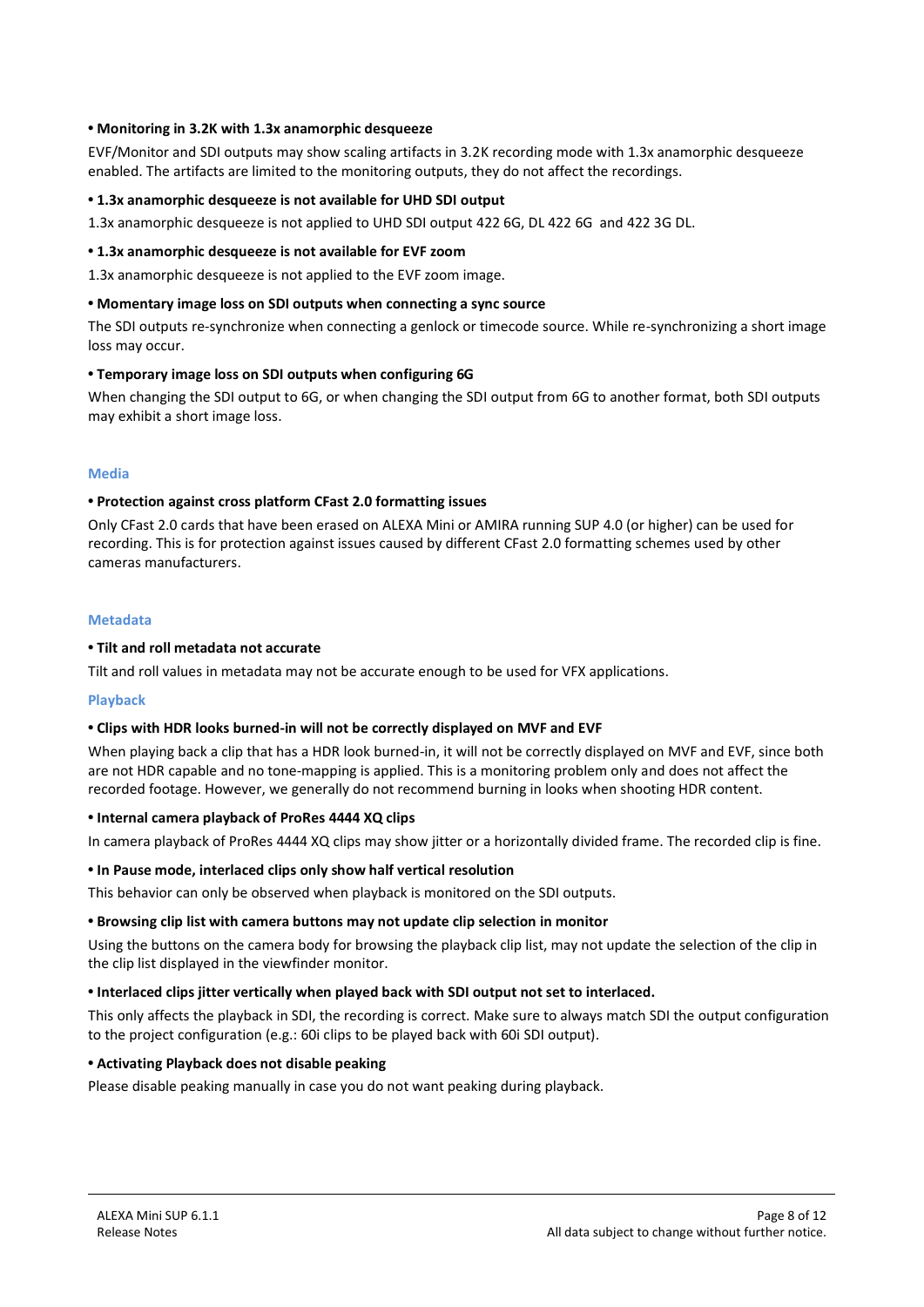**• Monitoring in 3.2K with 1.3x anamorphic desqueeze**

EVF/Monitor and SDI outputs may show scaling artifacts in 3.2K recording mode with 1.3x anamorphic desqueeze enabled. The artifacts are limited to the monitoring outputs, they do not affect the recordings.

**• 1.3x anamorphic desqueeze is not available for UHD SDI output**

1.3x anamorphic desqueeze is not applied to UHD SDI output 422 6G, DL 422 6G and 422 3G DL.

**• 1.3x anamorphic desqueeze is not available for EVF zoom**

1.3x anamorphic desqueeze is not applied to the EVF zoom image.

**• Momentary image loss on SDI outputs when connecting a sync source**

The SDI outputs re-synchronize when connecting a genlock or timecode source. While re-synchronizing a short image loss may occur.

**• Temporary image loss on SDI outputs when configuring 6G**

When changing the SDI output to 6G, or when changing the SDI output from 6G to another format, both SDI outputs may exhibit a short image loss.

### Media

**• Protection against cross platform CFast 2.0 formatting issues**

Only CFast 2.0 cards that have been erased on ALEXA Mini or AMIRA running SUP 4.0 (or higher) can be used for recording. This is for protection against issues caused by different CFast 2.0 formatting schemes used by other cameras manufacturers.

### Metadata

**• Tilt and roll metadata not accurate**

Tilt and roll values in metadata may not be accurate enough to be used for VFX applications.

### Playback

**• Clips with HDR looks burned-in will not be correctly displayed on MVF and EVF**

When playing back a clip that has a HDR look burned-in, it will not be correctly displayed on MVF and EVF, since both are not HDR capable and no tone-mapping is applied. This is a monitoring problem only and does not affect the recorded footage. However, we generally do not recommend burning in looks when shooting HDR content.

**• Internal camera playback of ProRes 4444 XQ clips**

In camera playback of ProRes 4444 XQ clips may show jitter or a horizontally divided frame. The recorded clip is fine.

**• In Pause mode, interlaced clips only show half vertical resolution**

This behavior can only be observed when playback is monitored on the SDI outputs.

**• Browsing clip list with camera buttons may not update clip selection in monitor**

Using the buttons on the camera body for browsing the playback clip list, may not update the selection of the clip in the clip list displayed in the viewfinder monitor.

**• Interlaced clips jitter vertically when played back with SDI output not set to interlaced.**

This only affects the playback in SDI, the recording is correct. Make sure to always match SDI the output configuration to the project configuration (e.g.: 60i clips to be played back with 60i SDI output).

**• Activating Playback does not disable peaking**

Please disable peaking manually in case you do not want peaking during playback.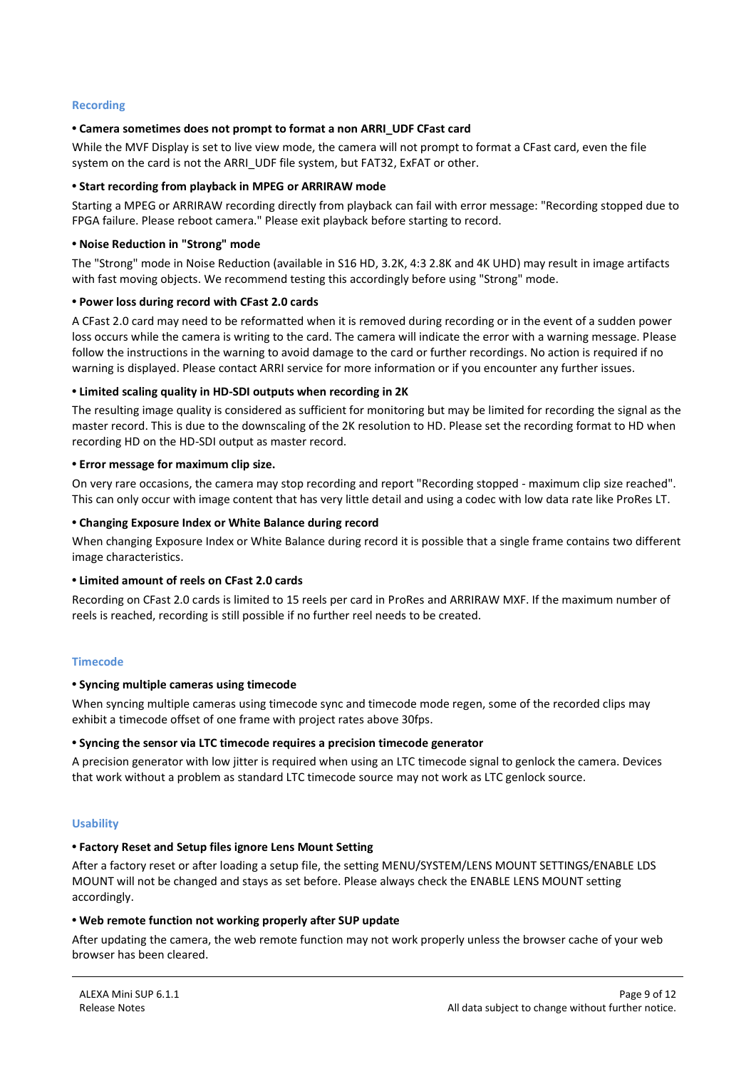## Recording

**• Camera sometimes does not prompt to format a non ARRI_UDF CFast card**

While the MVF Display is set to live view mode, the camera will not prompt to format a CFast card, even the file system on the card is not the ARRI_UDF file system, but FAT32, ExFAT or other.

**• Start recording from playback in MPEG or ARRIRAW mode**

Starting a MPEG or ARRIRAW recording directly from playback can fail with error message: "Recording stopped due to FPGA failure. Please reboot camera." Please exit playback before starting to record.

**• Noise Reduction in "Strong" mode**

The "Strong" mode in Noise Reduction (available in S16 HD, 3.2K, 4:3 2.8K and 4K UHD) may result in image artifacts with fast moving objects. We recommend testing this accordingly before using "Strong" mode.

**• Power loss during record with CFast 2.0 cards**

A CFast 2.0 card may need to be reformatted when it is removed during recording or in the event of a sudden power loss occurs while the camera is writing to the card. The camera will indicate the error with a warning message. Please follow the instructions in the warning to avoid damage to the card or further recordings. No action is required if no warning is displayed. Please contact ARRI service for more information or if you encounter any further issues.

**• Limited scaling quality in HD-SDI outputs when recording in 2K**

The resulting image quality is considered as sufficient for monitoring but may be limited for recording the signal as the master record. This is due to the downscaling of the 2K resolution to HD. Please set the recording format to HD when recording HD on the HD-SDI output as master record.

**• Error message for maximum clip size.**

On very rare occasions, the camera may stop recording and report "Recording stopped - maximum clip size reached". This can only occur with image content that has very little detail and using a codec with low data rate like ProRes LT.

**• Changing Exposure Index or White Balance during record**

When changing Exposure Index or White Balance during record it is possible that a single frame contains two different image characteristics.

**• Limited amount of reels on CFast 2.0 cards**

Recording on CFast 2.0 cards is limited to 15 reels per card in ProRes and ARRIRAW MXF. If the maximum number of reels is reached, recording is still possible if no further reel needs to be created.

## Timecode

**• Syncing multiple cameras using timecode**

When syncing multiple cameras using timecode sync and timecode mode regen, some of the recorded clips may exhibit a timecode offset of one frame with project rates above 30fps.

**• Syncing the sensor via LTC timecode requires a precision timecode generator**

A precision generator with low jitter is required when using an LTC timecode signal to genlock the camera. Devices that work without a problem as standard LTC timecode source may not work as LTC genlock source.

## Usability

**• Factory Reset and Setup files ignore Lens Mount Setting**

After a factory reset or after loading a setup file, the setting MENU/SYSTEM/LENS MOUNT SETTINGS/ENABLE LDS MOUNT will not be changed and stays as set before. Please always check the ENABLE LENS MOUNT setting accordingly.

**• Web remote function not working properly after SUP update**

After updating the camera, the web remote function may not work properly unless the browser cache of your web browser has been cleared.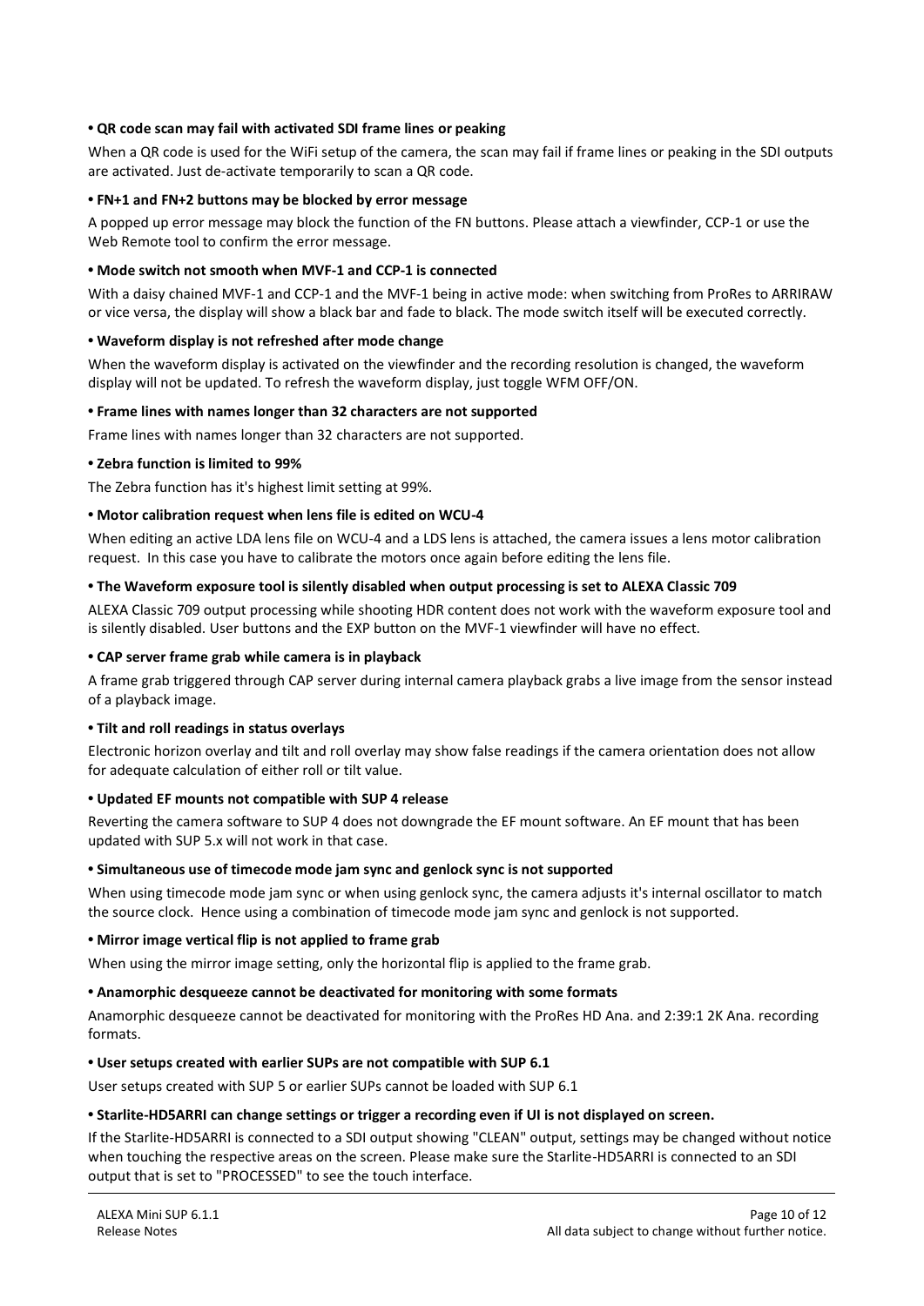**• QR code scan may fail with activated SDI frame lines or peaking**

When a QR code is used for the WiFi setup of the camera, the scan may fail if frame lines or peaking in the SDI outputs are activated. Just de-activate temporarily to scan a QR code.

**• FN+1 and FN+2 buttons may be blocked by error message**

A popped up error message may block the function of the FN buttons. Please attach a viewfinder, CCP-1 or use the Web Remote tool to confirm the error message.

**• Mode switch not smooth when MVF-1 and CCP-1 is connected**

With a daisy chained MVF-1 and CCP-1 and the MVF-1 being in active mode: when switching from ProRes to ARRIRAW or vice versa, the display will show a black bar and fade to black. The mode switch itself will be executed correctly.

**• Waveform display is not refreshed after mode change**

When the waveform display is activated on the viewfinder and the recording resolution is changed, the waveform display will not be updated. To refresh the waveform display, just toggle WFM OFF/ON.

**• Frame lines with names longer than 32 characters are not supported**

Frame lines with names longer than 32 characters are not supported.

**• Zebra function is limited to 99%**

The Zebra function has it's highest limit setting at 99%.

**• Motor calibration request when lens file is edited on WCU-4**

When editing an active LDA lens file on WCU-4 and a LDS lens is attached, the camera issues a lens motor calibration request. In this case you have to calibrate the motors once again before editing the lens file.

**• The Waveform exposure tool is silently disabled when output processing is set to ALEXA Classic 709**

ALEXA Classic 709 output processing while shooting HDR content does not work with the waveform exposure tool and is silently disabled. User buttons and the EXP button on the MVF-1 viewfinder will have no effect.

**• CAP server frame grab while camera is in playback**

A frame grab triggered through CAP server during internal camera playback grabs a live image from the sensor instead of a playback image.

**• Tilt and roll readings in status overlays**

Electronic horizon overlay and tilt and roll overlay may show false readings if the camera orientation does not allow for adequate calculation of either roll or tilt value.

**• Updated EF mounts not compatible with SUP 4 release**

Reverting the camera software to SUP 4 does not downgrade the EF mount software. An EF mount that has been updated with SUP 5.x will not work in that case.

**• Simultaneous use of timecode mode jam sync and genlock sync is not supported**

When using timecode mode jam sync or when using genlock sync, the camera adjusts it's internal oscillator to match the source clock. Hence using a combination of timecode mode jam sync and genlock is not supported.

**• Mirror image vertical flip is not applied to frame grab**

When using the mirror image setting, only the horizontal flip is applied to the frame grab.

**• Anamorphic desqueeze cannot be deactivated for monitoring with some formats**

Anamorphic desqueeze cannot be deactivated for monitoring with the ProRes HD Ana. and 2:39:1 2K Ana. recording formats.

**• User setups created with earlier SUPs are not compatible with SUP 6.1**

User setups created with SUP 5 or earlier SUPs cannot be loaded with SUP 6.1

**• Starlite-HD5ARRI can change settings or trigger a recording even if UI is not displayed on screen.**

If the Starlite-HD5ARRI is connected to a SDI output showing "CLEAN" output, settings may be changed without notice when touching the respective areas on the screen. Please make sure the Starlite-HD5ARRI is connected to an SDI output that is set to "PROCESSED" to see the touch interface.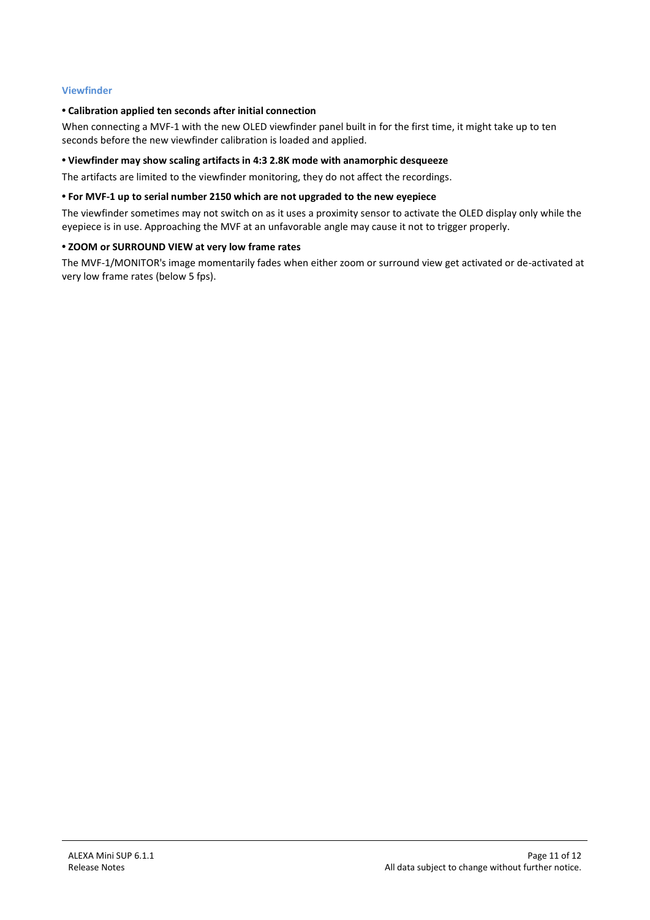### Viewfinder

**• Calibration applied ten seconds after initial connection**

When connecting a MVF-1 with the new OLED viewfinder panel built in for the first time, it might take up to ten seconds before the new viewfinder calibration is loaded and applied.

**• Viewfinder may show scaling artifacts in 4:3 2.8K mode with anamorphic desqueeze**

The artifacts are limited to the viewfinder monitoring, they do not affect the recordings.

**• For MVF-1 up to serial number 2150 which are not upgraded to the new eyepiece**

The viewfinder sometimes may not switch on as it uses a proximity sensor to activate the OLED display only while the eyepiece is in use. Approaching the MVF at an unfavorable angle may cause it not to trigger properly.

**• ZOOM or SURROUND VIEW at very low frame rates**

The MVF-1/MONITOR's image momentarily fades when either zoom or surround view get activated or de-activated at very low frame rates (below 5 fps).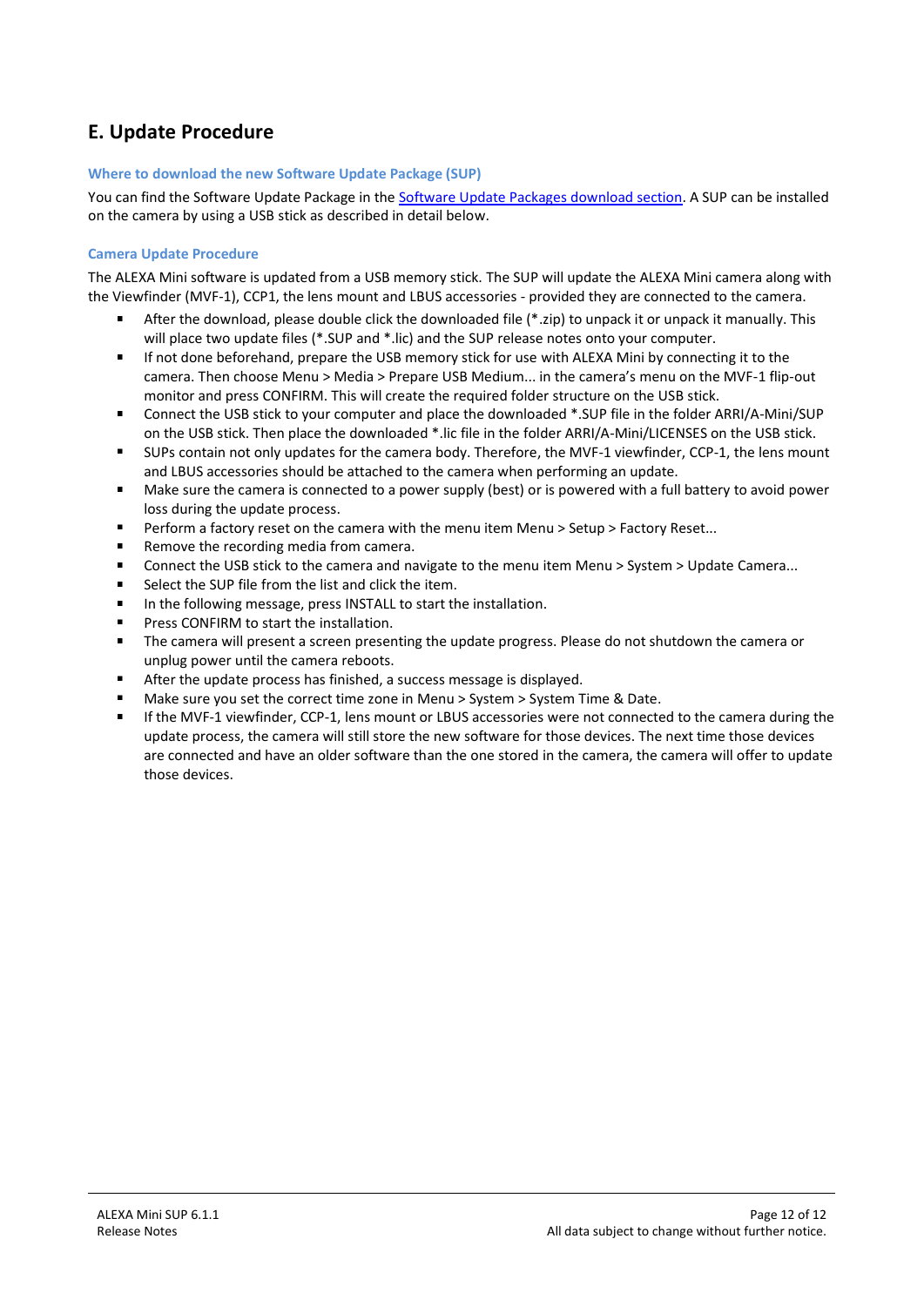## E. Update Procedure

### Where to download the new Software Update Package (SUP)

You can find the Software Update Package in the [Software Update Packages download section](). A SUP can be installed on the camera by using a USB stick as described in detail below.

### Camera Update Procedure

The ALEXA Mini software is updated from a USB memory stick. The SUP will update the ALEXA Mini camera along with the Viewfinder (MVF-1), CCP1, the lens mount and LBUS accessories - provided they are connected to the camera.

- After the download, please double click the downloaded file (*.zip) to unpack it or unpack it manually. This will place two update files (*.SUP and *.lic) and the SUP release notes onto your computer.
- If not done beforehand, prepare the USB memory stick for use with ALEXA Mini by connecting it to the camera. Then choose Menu > Media > Prepare USB Medium... in the camera's menu on the MVF-1 flip-out monitor and press CONFIRM. This will create the required folder structure on the USB stick.
- Connect the USB stick to your computer and place the downloaded *.SUP file in the folder ARRI/A-Mini/SUP on the USB stick. Then place the downloaded *.lic file in the folder ARRI/A-Mini/LICENSES on the USB stick.
- SUPs contain not only updates for the camera body. Therefore, the MVF-1 viewfinder, CCP-1, the lens mount and LBUS accessories should be attached to the camera when performing an update.
- Make sure the camera is connected to a power supply (best) or is powered with a full battery to avoid power loss during the update process.
- Perform a factory reset on the camera with the menu item Menu > Setup > Factory Reset...
- Remove the recording media from camera.
- Connect the USB stick to the camera and navigate to the menu item Menu > System > Update Camera...
- Select the SUP file from the list and click the item.
- In the following message, press INSTALL to start the installation.
- Press CONFIRM to start the installation.
- The camera will present a screen presenting the update progress. Please do not shutdown the camera or unplug power until the camera reboots.
- After the update process has finished, a success message is displayed.
- Make sure you set the correct time zone in Menu > System > System Time & Date.
- If the MVF-1 viewfinder, CCP-1, lens mount or LBUS accessories were not connected to the camera during the update process, the camera will still store the new software for those devices. The next time those devices are connected and have an older software than the one stored in the camera, the camera will offer to update those devices.